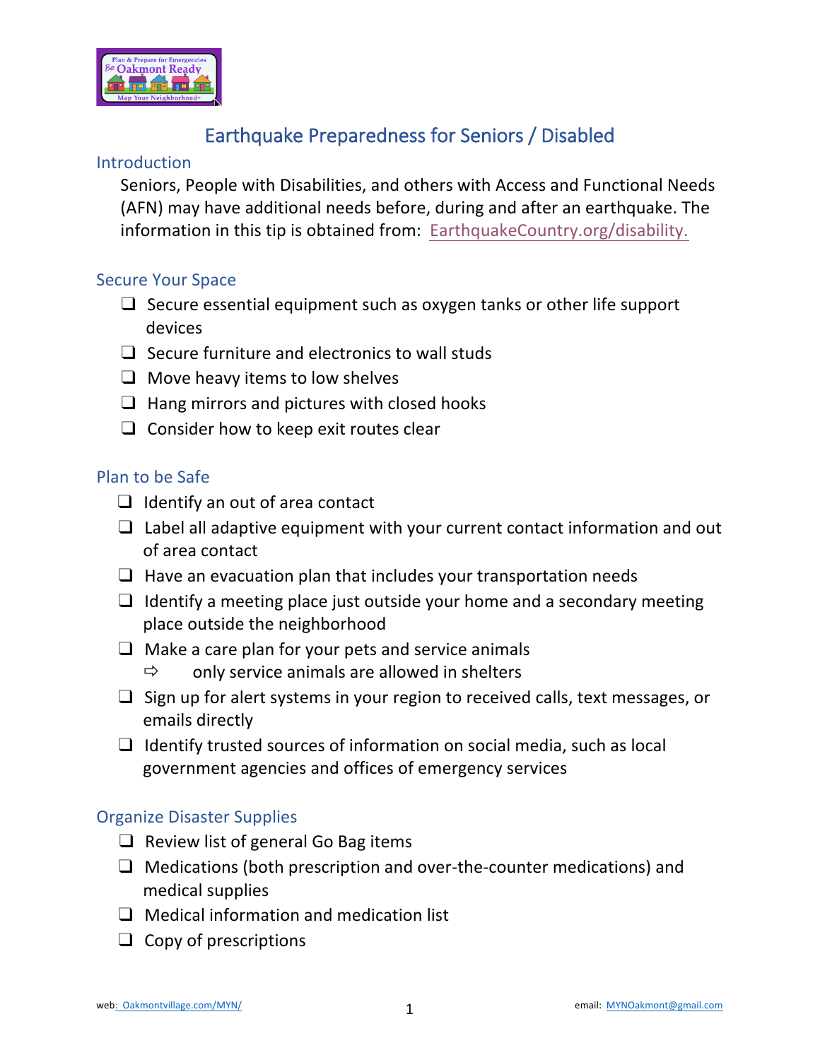# Earthquake Preparedness for Seniors / Disabled

## Introduction

Seniors, People with Disabilities, and others with Access and Functional Needs (AFN) may have additional needs before, during and after an earthquake. The information in this tip is obtained from: EarthquakeCountry.org/disability.

## Secure Your Space

- ❑ Secure essential equipment such as oxygen tanks or other life support devices
- ❑ Secure furniture and electronics to wall studs
- ❑ Move heavy items to low shelves
- ❑ Hang mirrors and pictures with closed hooks
- ❑ Consider how to keep exit routes clear

## Plan to be Safe

- ❑ Identify an out of area contact
- ❑ Label all adaptive equipment with your current contact information and out of area contact
- ❑ Have an evacuation plan that includes your transportation needs
- ❑ Identify a meeting place just outside your home and a secondary meeting place outside the neighborhood
- ❑ Make a care plan for your pets and service animals
  - ⇨ only service animals are allowed in shelters
- ❑ Sign up for alert systems in your region to received calls, text messages, or emails directly
- ❑ Identify trusted sources of information on social media, such as local government agencies and offices of emergency services

## Organize Disaster Supplies

- ❑ Review list of general Go Bag items
- ❑ Medications (both prescription and over-the-counter medications) and medical supplies
- ❑ Medical information and medication list
- ❑ Copy of prescriptions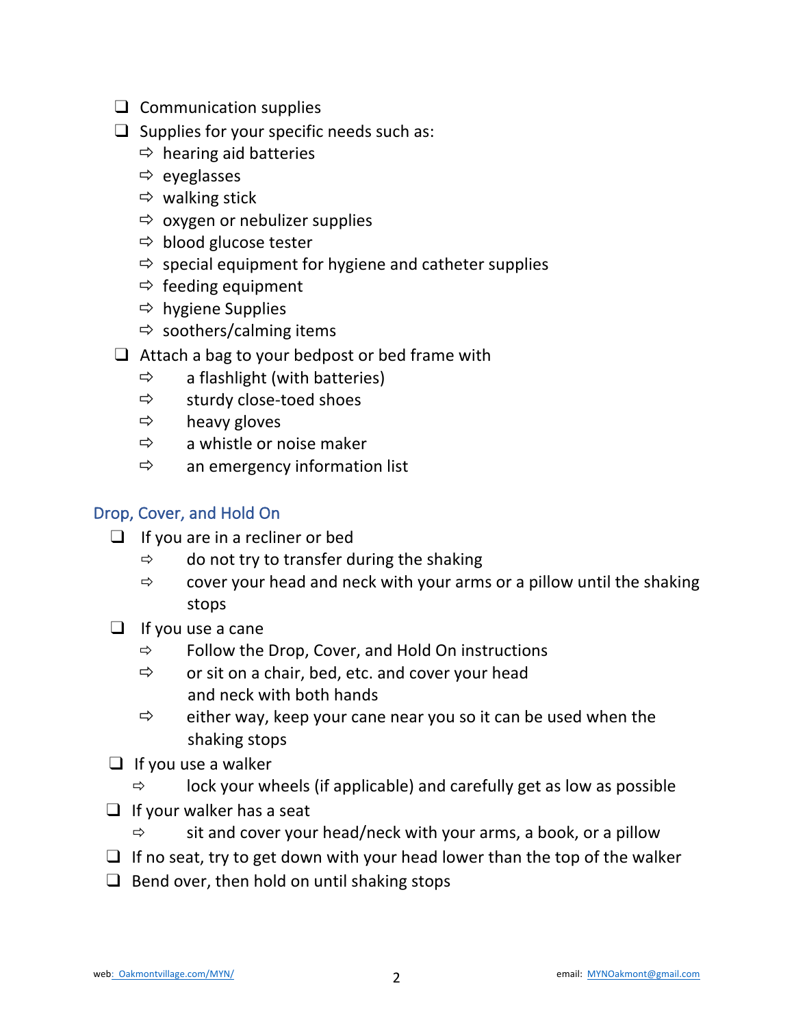- [ ] Communication supplies
- [ ] Supplies for your specific needs such as:
  - ⇨ hearing aid batteries
  - ⇨ eyeglasses
  - ⇨ walking stick
  - ⇨ oxygen or nebulizer supplies
  - ⇨ blood glucose tester
  - ⇨ special equipment for hygiene and catheter supplies
  - ⇨ feeding equipment
  - ⇨ hygiene Supplies
  - ⇨ soothers/calming items
- [ ] Attach a bag to your bedpost or bed frame with
  - ⇨ a flashlight (with batteries)
  - ⇨ sturdy close-toed shoes
  - ⇨ heavy gloves
  - ⇨ a whistle or noise maker
  - ⇨ an emergency information list

## Drop, Cover, and Hold On

- [ ] If you are in a recliner or bed
  - ⇨ do not try to transfer during the shaking
  - ⇨ cover your head and neck with your arms or a pillow until the shaking stops
- [ ] If you use a cane
  - ⇨ Follow the Drop, Cover, and Hold On instructions
  - ⇨ or sit on a chair, bed, etc. and cover your head and neck with both hands
  - ⇨ either way, keep your cane near you so it can be used when the shaking stops
- [ ] If you use a walker
  - ⇨ lock your wheels (if applicable) and carefully get as low as possible
- [ ] If your walker has a seat
  - ⇨ sit and cover your head/neck with your arms, a book, or a pillow
- [ ] If no seat, try to get down with your head lower than the top of the walker
- [ ] Bend over, then hold on until shaking stops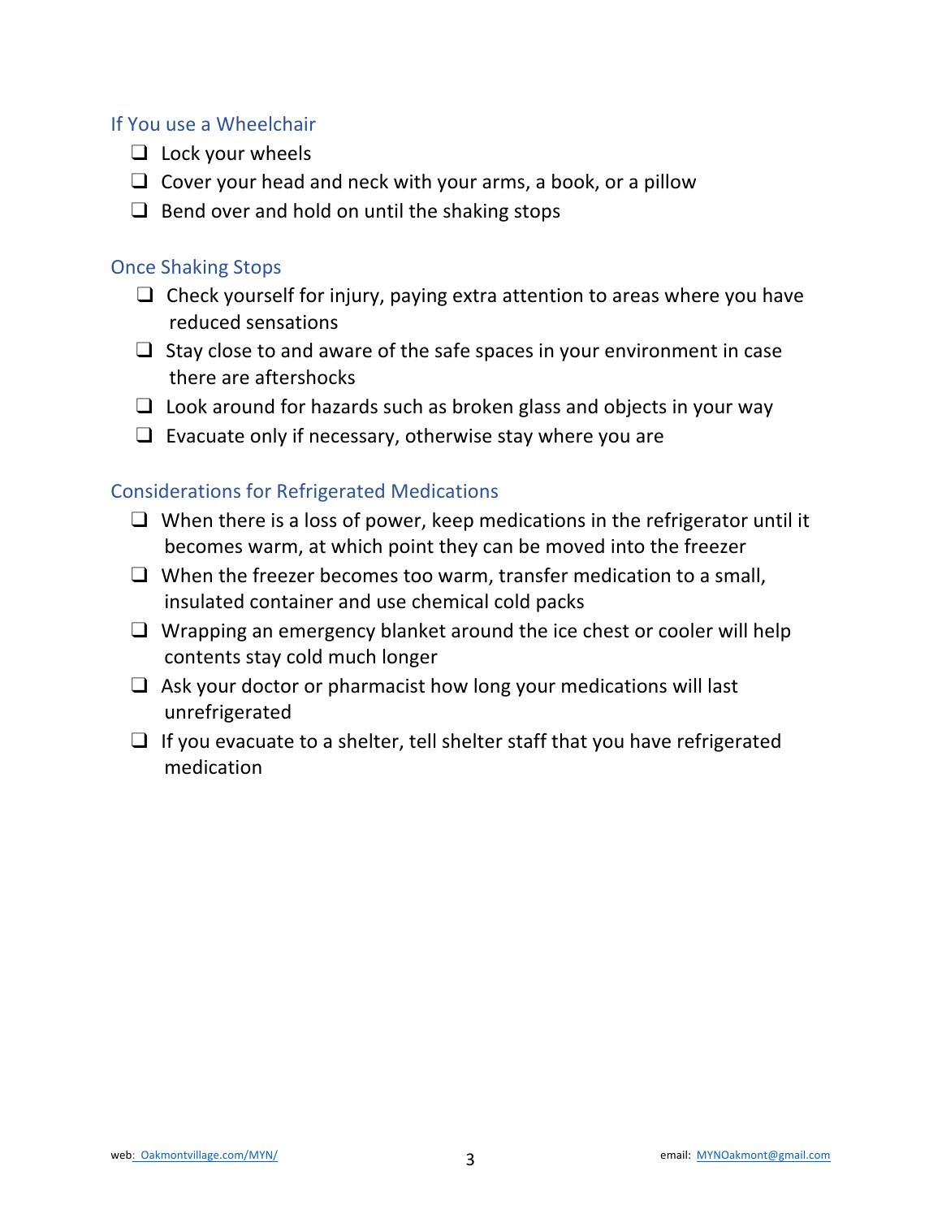### If You use a Wheelchair

- [ ] Lock your wheels
- [ ] Cover your head and neck with your arms, a book, or a pillow
- [ ] Bend over and hold on until the shaking stops

### Once Shaking Stops

- [ ] Check yourself for injury, paying extra attention to areas where you have reduced sensations
- [ ] Stay close to and aware of the safe spaces in your environment in case there are aftershocks
- [ ] Look around for hazards such as broken glass and objects in your way
- [ ] Evacuate only if necessary, otherwise stay where you are

### Considerations for Refrigerated Medications

- [ ] When there is a loss of power, keep medications in the refrigerator until it becomes warm, at which point they can be moved into the freezer
- [ ] When the freezer becomes too warm, transfer medication to a small, insulated container and use chemical cold packs
- [ ] Wrapping an emergency blanket around the ice chest or cooler will help contents stay cold much longer
- [ ] Ask your doctor or pharmacist how long your medications will last unrefrigerated
- [ ] If you evacuate to a shelter, tell shelter staff that you have refrigerated medication